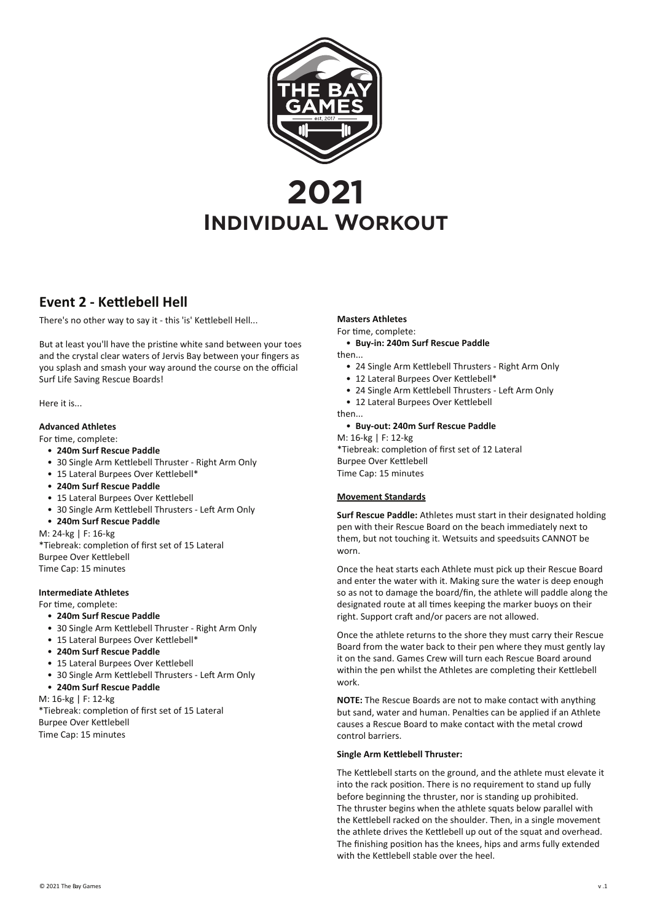# 2021
# Individual Workout

## Event 2 - Kettlebell Hell

There's no other way to say it - this 'is' Kettlebell Hell...

But at least you'll have the pristine white sand between your toes and the crystal clear waters of Jervis Bay between your fingers as you splash and smash your way around the course on the official Surf Life Saving Rescue Boards!

Here it is...

**Advanced Athletes**

For time, complete:

- **240m Surf Rescue Paddle**
- 30 Single Arm Kettlebell Thruster - Right Arm Only
- 15 Lateral Burpees Over Kettlebell*
- **240m Surf Rescue Paddle**
- 15 Lateral Burpees Over Kettlebell
- 30 Single Arm Kettlebell Thrusters - Left Arm Only
- **240m Surf Rescue Paddle**

M: 24-kg | F: 16-kg
*Tiebreak: completion of first set of 15 Lateral Burpee Over Kettlebell
Time Cap: 15 minutes

**Intermediate Athletes**

For time, complete:

- **240m Surf Rescue Paddle**
- 30 Single Arm Kettlebell Thruster - Right Arm Only
- 15 Lateral Burpees Over Kettlebell*
- **240m Surf Rescue Paddle**
- 15 Lateral Burpees Over Kettlebell
- 30 Single Arm Kettlebell Thrusters - Left Arm Only
- **240m Surf Rescue Paddle**

M: 16-kg | F: 12-kg
*Tiebreak: completion of first set of 15 Lateral Burpee Over Kettlebell
Time Cap: 15 minutes

**Masters Athletes**

For time, complete:

- **Buy-in: 240m Surf Rescue Paddle**

then...

- 24 Single Arm Kettlebell Thrusters - Right Arm Only
- 12 Lateral Burpees Over Kettlebell*
- 24 Single Arm Kettlebell Thrusters - Left Arm Only
- 12 Lateral Burpees Over Kettlebell

then...

- **Buy-out: 240m Surf Rescue Paddle**

M: 16-kg | F: 12-kg
*Tiebreak: completion of first set of 12 Lateral Burpee Over Kettlebell
Time Cap: 15 minutes

**Movement Standards**

**Surf Rescue Paddle:** Athletes must start in their designated holding pen with their Rescue Board on the beach immediately next to them, but not touching it. Wetsuits and speedsuits CANNOT be worn.

Once the heat starts each Athlete must pick up their Rescue Board and enter the water with it. Making sure the water is deep enough so as not to damage the board/fin, the athlete will paddle along the designated route at all times keeping the marker buoys on their right. Support craft and/or pacers are not allowed.

Once the athlete returns to the shore they must carry their Rescue Board from the water back to their pen where they must gently lay it on the sand. Games Crew will turn each Rescue Board around within the pen whilst the Athletes are completing their Kettlebell work.

**NOTE:** The Rescue Boards are not to make contact with anything but sand, water and human. Penalties can be applied if an Athlete causes a Rescue Board to make contact with the metal crowd control barriers.

**Single Arm Kettlebell Thruster:**

The Kettlebell starts on the ground, and the athlete must elevate it into the rack position. There is no requirement to stand up fully before beginning the thruster, nor is standing up prohibited. The thruster begins when the athlete squats below parallel with the Kettlebell racked on the shoulder. Then, in a single movement the athlete drives the Kettlebell up out of the squat and overhead. The finishing position has the knees, hips and arms fully extended with the Kettlebell stable over the heel.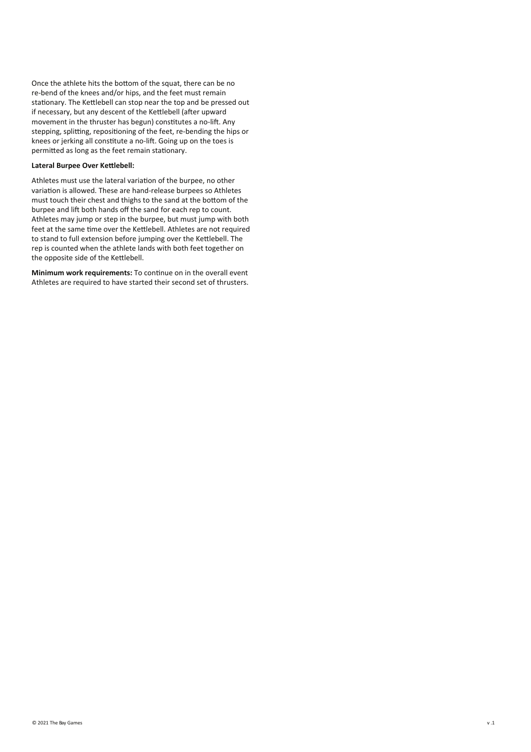Once the athlete hits the bottom of the squat, there can be no re-bend of the knees and/or hips, and the feet must remain stationary. The Kettlebell can stop near the top and be pressed out if necessary, but any descent of the Kettlebell (after upward movement in the thruster has begun) constitutes a no-lift. Any stepping, splitting, repositioning of the feet, re-bending the hips or knees or jerking all constitute a no-lift. Going up on the toes is permitted as long as the feet remain stationary.

**Lateral Burpee Over Kettlebell:**

Athletes must use the lateral variation of the burpee, no other variation is allowed. These are hand-release burpees so Athletes must touch their chest and thighs to the sand at the bottom of the burpee and lift both hands off the sand for each rep to count. Athletes may jump or step in the burpee, but must jump with both feet at the same time over the Kettlebell. Athletes are not required to stand to full extension before jumping over the Kettlebell. The rep is counted when the athlete lands with both feet together on the opposite side of the Kettlebell.

**Minimum work requirements:** To continue on in the overall event Athletes are required to have started their second set of thrusters.